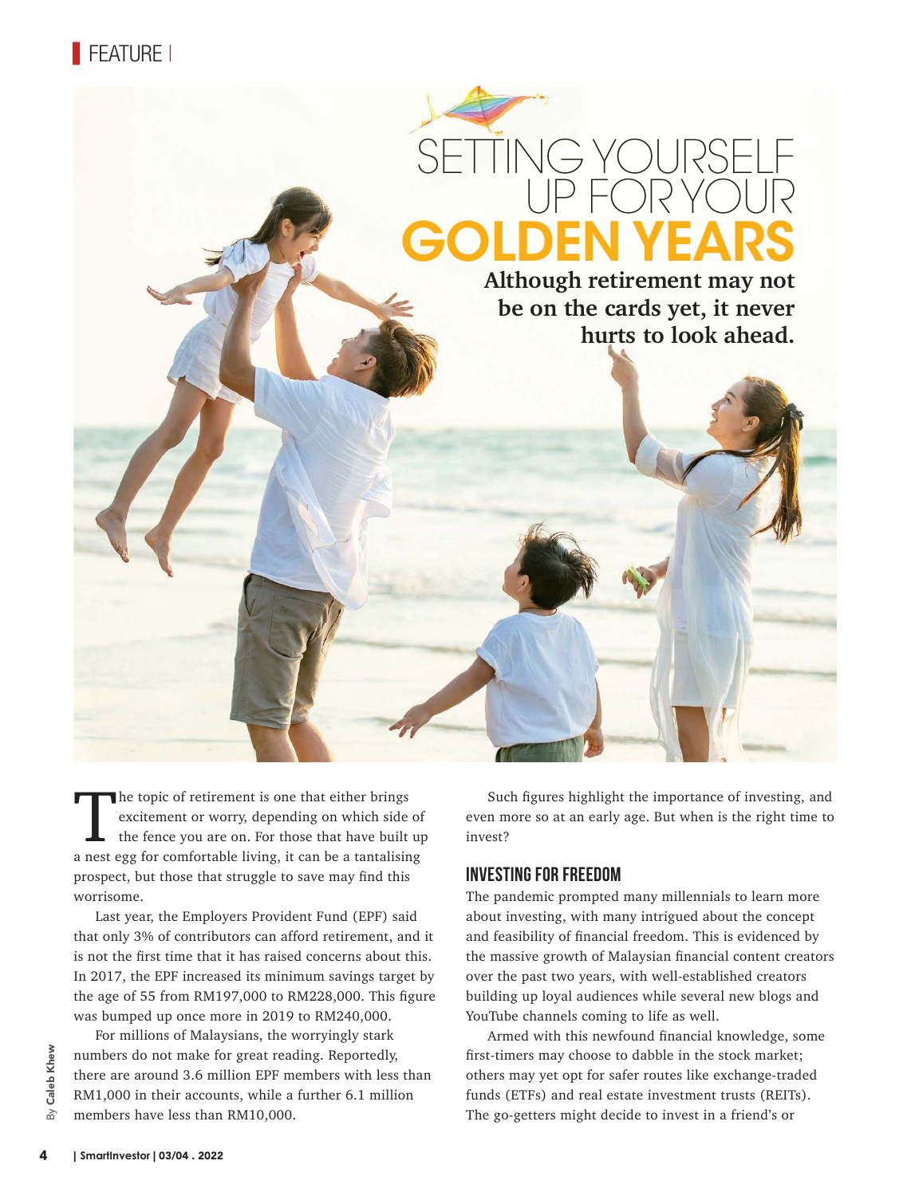# SETTING YOURSELF UP FOR YOUR GOLDEN YEARS

**Although retirement may not be on the cards yet, it never hurts to look ahead.**

By **Caleb Khew**

The topic of retirement is one that either brings excitement or worry, depending on which side of the fence you are on. For those that have built up a nest egg for comfortable living, it can be a tantalising prospect, but those that struggle to save may find this worrisome.

Last year, the Employers Provident Fund (EPF) said that only 3% of contributors can afford retirement, and it is not the first time that it has raised concerns about this. In 2017, the EPF increased its minimum savings target by the age of 55 from RM197,000 to RM228,000. This figure was bumped up once more in 2019 to RM240,000.

For millions of Malaysians, the worryingly stark numbers do not make for great reading. Reportedly, there are around 3.6 million EPF members with less than RM1,000 in their accounts, while a further 6.1 million members have less than RM10,000.

Such figures highlight the importance of investing, and even more so at an early age. But when is the right time to invest?

## INVESTING FOR FREEDOM

The pandemic prompted many millennials to learn more about investing, with many intrigued about the concept and feasibility of financial freedom. This is evidenced by the massive growth of Malaysian financial content creators over the past two years, with well-established creators building up loyal audiences while several new blogs and YouTube channels coming to life as well.

Armed with this newfound financial knowledge, some first-timers may choose to dabble in the stock market; others may yet opt for safer routes like exchange-traded funds (ETFs) and real estate investment trusts (REITs). The go-getters might decide to invest in a friend's or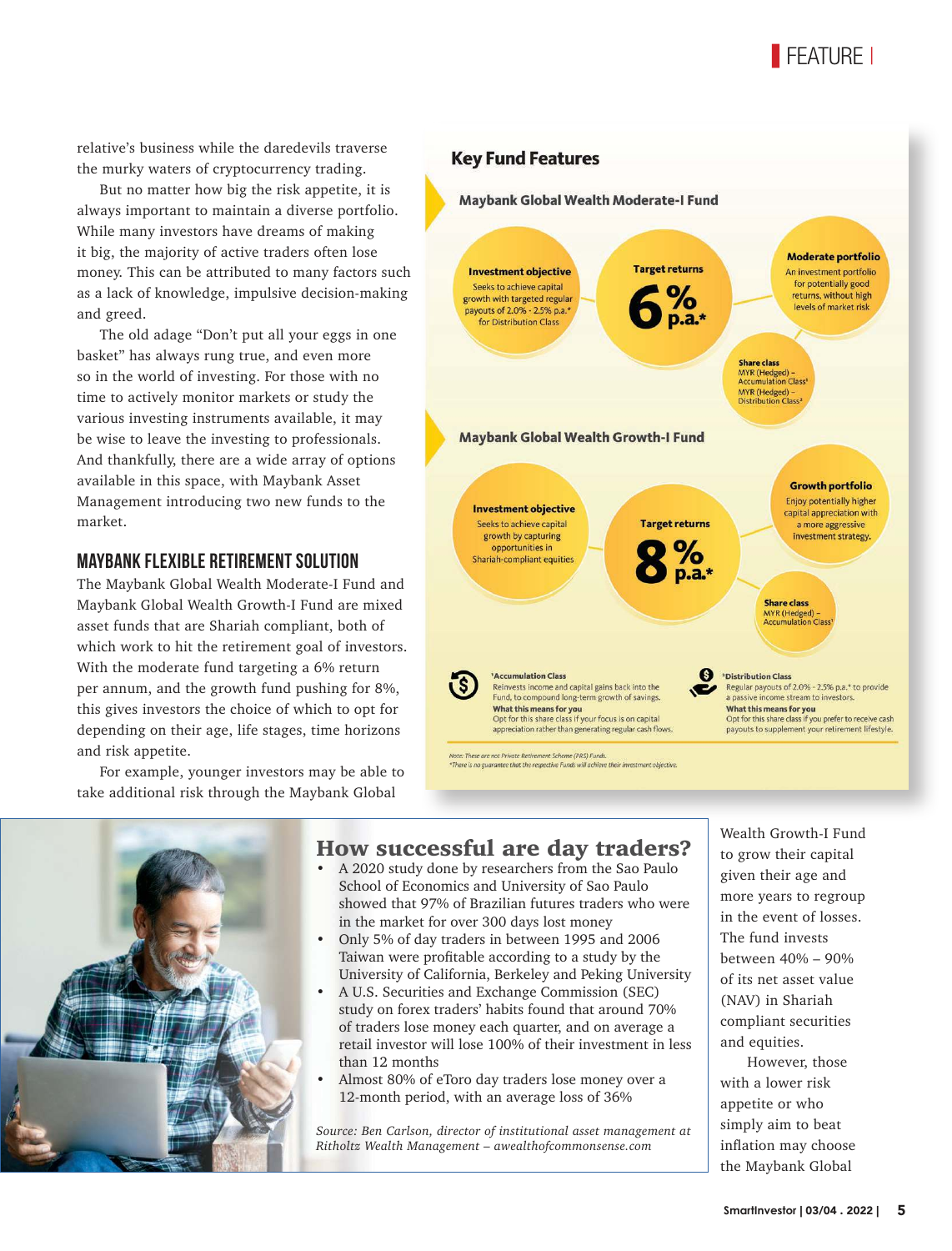relative's business while the daredevils traverse the murky waters of cryptocurrency trading.

But no matter how big the risk appetite, it is always important to maintain a diverse portfolio. While many investors have dreams of making it big, the majority of active traders often lose money. This can be attributed to many factors such as a lack of knowledge, impulsive decision-making and greed.

The old adage "Don't put all your eggs in one basket" has always rung true, and even more so in the world of investing. For those with no time to actively monitor markets or study the various investing instruments available, it may be wise to leave the investing to professionals. And thankfully, there are a wide array of options available in this space, with Maybank Asset Management introducing two new funds to the market.

## MAYBANK FLEXIBLE RETIREMENT SOLUTION

The Maybank Global Wealth Moderate-I Fund and Maybank Global Wealth Growth-I Fund are mixed asset funds that are Shariah compliant, both of which work to hit the retirement goal of investors. With the moderate fund targeting a 6% return per annum, and the growth fund pushing for 8%, this gives investors the choice of which to opt for depending on their age, life stages, time horizons and risk appetite.

For example, younger investors may be able to take additional risk through the Maybank Global Wealth Growth-I Fund to grow their capital given their age and more years to regroup in the event of losses. The fund invests between 40% – 90% of its net asset value (NAV) in Shariah compliant securities and equities.

However, those with a lower risk appetite or who simply aim to beat inflation may choose the Maybank Global

### Key Fund Features

**Maybank Global Wealth Moderate-I Fund**

**Investment objective**
Seeks to achieve capital growth with targeted regular payouts of 2.0% - 2.5% p.a.* for Distribution Class

**Target returns**
6% p.a.*

**Moderate portfolio**
An investment portfolio for potentially good returns, without high levels of market risk

**Share class**
MYR (Hedged) – Accumulation Class[1]
MYR (Hedged) – Distribution Class[2]

**Maybank Global Wealth Growth-I Fund**

**Investment objective**
Seeks to achieve capital growth by capturing opportunities in Shariah-compliant equities

**Target returns**
8% p.a.*

**Growth portfolio**
Enjoy potentially higher capital appreciation with a more aggressive investment strategy.

**Share class**
MYR (Hedged) – Accumulation Class[1]

[1]**Accumulation Class**
Reinvests income and capital gains back into the Fund, to compound long-term growth of savings.
**What this means for you**
Opt for this share class if your focus is on capital appreciation rather than generating regular cash flows.

[2]**Distribution Class**
Regular payouts of 2.0% - 2.5% p.a.* to provide a passive income stream to investors.
**What this means for you**
Opt for this share class if you prefer to receive cash payouts to supplement your retirement lifestyle.

*Note: These are not Private Retirement Scheme (PRS) Funds.*
*\*There is no guarantee that the respective Funds will achieve their investment objective.*

### How successful are day traders?

- A 2020 study done by researchers from the Sao Paulo School of Economics and University of Sao Paulo showed that 97% of Brazilian futures traders who were in the market for over 300 days lost money
- Only 5% of day traders in between 1995 and 2006 Taiwan were profitable according to a study by the University of California, Berkeley and Peking University
- A U.S. Securities and Exchange Commission (SEC) study on forex traders' habits found that around 70% of traders lose money each quarter, and on average a retail investor will lose 100% of their investment in less than 12 months
- Almost 80% of eToro day traders lose money over a 12-month period, with an average loss of 36%

*Source: Ben Carlson, director of institutional asset management at Ritholtz Wealth Management – awealthofcommonsense.com*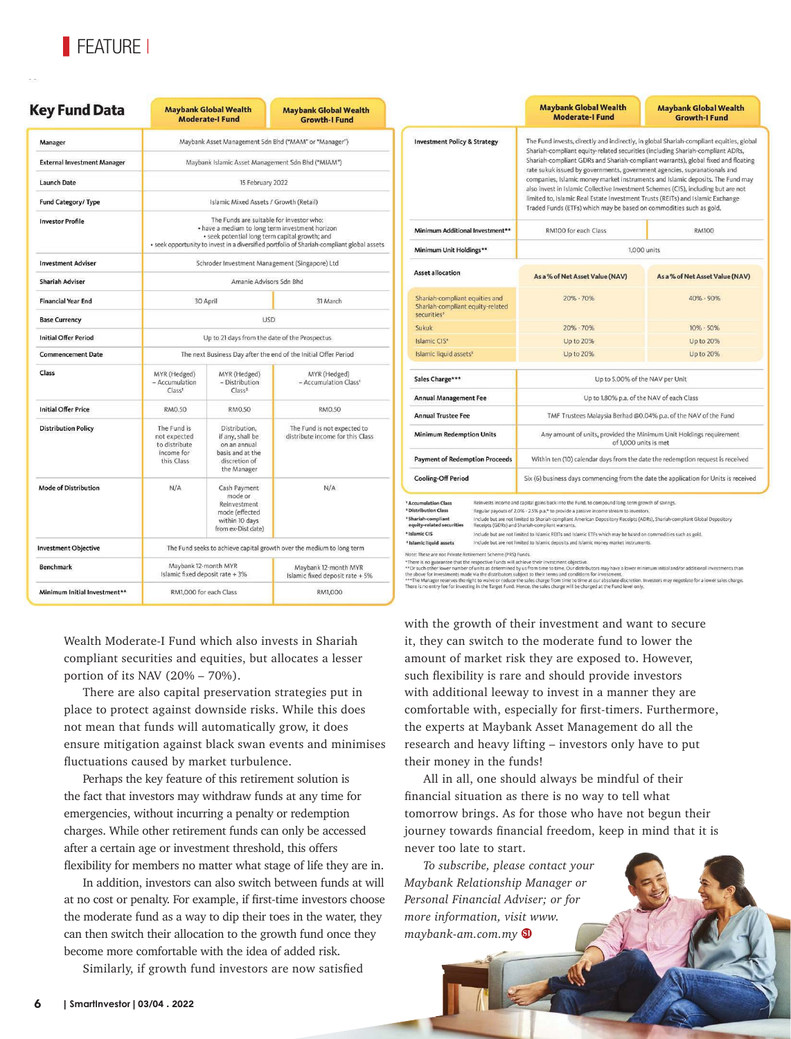## Key Fund Data

| | Maybank Global Wealth Moderate-I Fund | | Maybank Global Wealth Growth-I Fund |
|---|---|---|---|
| Manager | Maybank Asset Management Sdn Bhd ("MAM" or "Manager") | | |
| External Investment Manager | Maybank Islamic Asset Management Sdn Bhd ("MIAM") | | |
| Launch Date | 15 February 2022 | | |
| Fund Category/ Type | Islamic Mixed Assets / Growth (Retail) | | |
| Investor Profile | The Funds are suitable for investor who: • have a medium to long term investment horizon • seek potential long term capital growth; and • seek opportunity to invest in a diversified portfolio of Shariah-compliant global assets | | |
| Investment Adviser | Schroder Investment Management (Singapore) Ltd | | |
| Shariah Adviser | Amanie Advisors Sdn Bhd | | |
| Financial Year End | 30 April | | 31 March |
| Base Currency | USD | | |
| Initial Offer Period | Up to 21 days from the date of the Prospectus | | |
| Commencement Date | The next Business Day after the end of the Initial Offer Period | | |
| Class | MYR (Hedged) – Accumulation Class[1] | MYR (Hedged) – Distribution Class[2] | MYR (Hedged) – Accumulation Class[1] |
| Initial Offer Price | RM0.50 | RM0.50 | RM0.50 |
| Distribution Policy | The Fund is not expected to distribute income for this Class | Distribution, if any, shall be on an annual basis and at the discretion of the Manager | The Fund is not expected to distribute income for this Class |
| Mode of Distribution | N/A | Cash Payment mode or Reinvestment mode (effected within 10 days from ex-Dist date) | N/A |
| Investment Objective | The Fund seeks to achieve capital growth over the medium to long term | | |
| Benchmark | Maybank 12-month MYR Islamic fixed deposit rate + 3% | | Maybank 12-month MYR Islamic fixed deposit rate + 5% |
| Minimum Initial Investment** | RM1,000 for each Class | | RM1,000 |

| | Maybank Global Wealth Moderate-I Fund | Maybank Global Wealth Growth-I Fund |
|---|---|---|
| Investment Policy & Strategy | The Fund invests, directly and indirectly, in global Shariah-compliant equities, global Shariah-compliant equity-related securities (including Shariah-compliant ADRs, Shariah-compliant GDRs and Shariah-compliant warrants), global fixed and floating rate sukuk issued by governments, government agencies, supranationals and companies, Islamic money market instruments and Islamic deposits. The Fund may also invest in Islamic Collective Investment Schemes (CIS), including but are not limited to, Islamic Real Estate Investment Trusts (REITs) and Islamic Exchange Traded Funds (ETFs) which may be based on commodities such as gold. | |
| Minimum Additional Investment** | RM100 for each Class | RM100 |
| Minimum Unit Holdings** | 1,000 units | |
| Asset allocation | As a % of Net Asset Value (NAV) | As a % of Net Asset Value (NAV) |
| Shariah-compliant equities and Shariah-compliant equity-related securities[3] | 20% - 70% | 40% - 90% |
| Sukuk | 20% - 70% | 10% - 50% |
| Islamic CIS[4] | Up to 20% | Up to 20% |
| Islamic liquid assets[5] | Up to 20% | Up to 20% |
| Sales Charge*** | Up to 5.00% of the NAV per Unit | |
| Annual Management Fee | Up to 1.80% p.a. of the NAV of each Class | |
| Annual Trustee Fee | TMF Trustees Malaysia Berhad @0.04% p.a. of the NAV of the Fund | |
| Minimum Redemption Units | Any amount of units, provided the Minimum Unit Holdings requirement of 1,000 units is met | |
| Payment of Redemption Proceeds | Within ten (10) calendar days from the date the redemption request is received | |
| Cooling-Off Period | Six (6) business days commencing from the date the application for Units is received | |

[1] **Accumulation Class** – Reinvests income and capital gains back into the Fund, to compound long-term growth of savings.
[2] **Distribution Class** – Regular payouts of 2.0% - 2.5% p.a.* to provide a passive income stream to investors.
[3] **Shariah-compliant equity-related securities** – Include but are not limited to Shariah-compliant American Depository Receipts (ADRs), Shariah-compliant Global Depository Receipts (GDRs) and Shariah-compliant warrants.
[4] **Islamic CIS** – Include but are not limited to Islamic REITs and Islamic ETFs which may be based on commodities such as gold.
[5] **Islamic liquid assets** – Include but are not limited to Islamic deposits and Islamic money market instruments.

Note: These are not Private Retirement Scheme (PRS) Funds.
*There is no guarantee that the respective Funds will achieve their investment objective.
**Or such other lower number of units as determined by us from time to time. Our distributors may have a lower minimum initial and/or additional investments than the above for investments made via the distributors subject to their terms and conditions for investment.
***The Manager reserves the right to waive or reduce the sales charge from time to time at our absolute discretion. Investors may negotiate for a lower sales charge. There is no entry fee for investing in the Target Fund. Hence, the sales charge will be charged at the Fund level only.

Wealth Moderate-I Fund which also invests in Shariah compliant securities and equities, but allocates a lesser portion of its NAV (20% – 70%).

There are also capital preservation strategies put in place to protect against downside risks. While this does not mean that funds will automatically grow, it does ensure mitigation against black swan events and minimises fluctuations caused by market turbulence.

Perhaps the key feature of this retirement solution is the fact that investors may withdraw funds at any time for emergencies, without incurring a penalty or redemption charges. While other retirement funds can only be accessed after a certain age or investment threshold, this offers flexibility for members no matter what stage of life they are in.

In addition, investors can also switch between funds at will at no cost or penalty. For example, if first-time investors choose the moderate fund as a way to dip their toes in the water, they can then switch their allocation to the growth fund once they become more comfortable with the idea of added risk.

Similarly, if growth fund investors are now satisfied with the growth of their investment and want to secure it, they can switch to the moderate fund to lower the amount of market risk they are exposed to. However, such flexibility is rare and should provide investors with additional leeway to invest in a manner they are comfortable with, especially for first-timers. Furthermore, the experts at Maybank Asset Management do all the research and heavy lifting – investors only have to put their money in the funds!

All in all, one should always be mindful of their financial situation as there is no way to tell what tomorrow brings. As for those who have not begun their journey towards financial freedom, keep in mind that it is never too late to start.

*To subscribe, please contact your Maybank Relationship Manager or Personal Financial Adviser; or for more information, visit www.maybank-am.com.my*